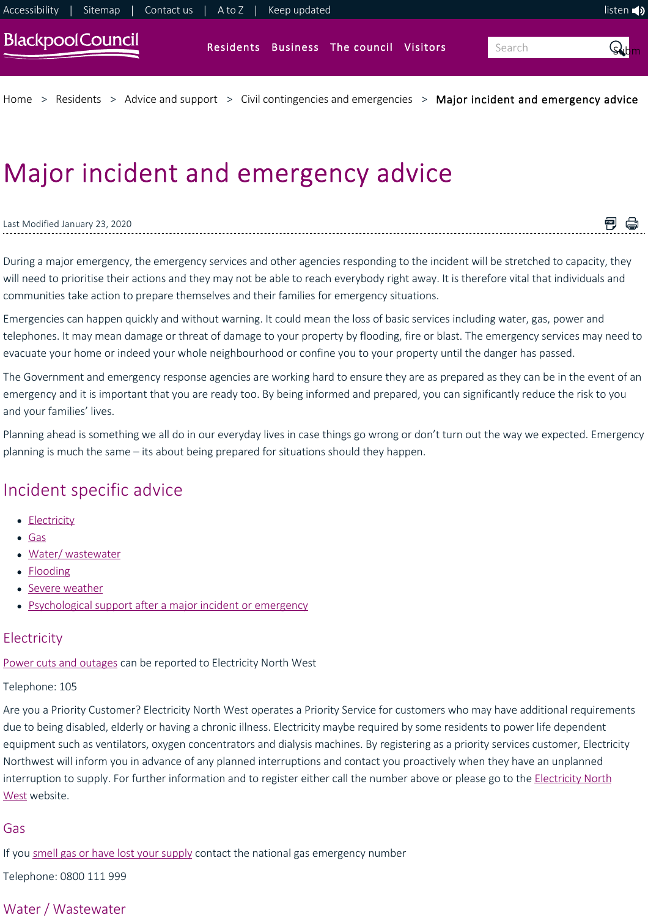Home > Residents > Advice and support > Civil contingencies and emergencies > Major incident and emergency advice

# Major incident and emergency advice

Last Modified January 23, 2020

During a major emergency, the emergency services and other agencies responding to the incident will be stretched to capacity, they will need to prioritise their actions and they may not be able to reach everybody right away. It is therefore vital that individuals and communities take action to prepare themselves and their families for emergency situations.

Emergencies can happen quickly and without warning. It could mean the loss of basic services including water, gas, power and telephones. It may mean damage or threat of damage to your property by flooding, fire or blast. The emergency services may need to evacuate your home or indeed your whole neighbourhood or confine you to your property until the danger has passed.

The Government and emergency response agencies are working hard to ensure they are as prepared as they can be in the event of an emergency and it is important that you are ready too. By being informed and prepared, you can significantly reduce the risk to you and your families' lives.

Planning ahead is something we all do in our everyday lives in case things go wrong or don't turn out the way we expected. Emergency planning is much the same – its about being prepared for situations should they happen.

## Incident specific advice

- Electricity
- Gas
- Water/ wastewater
- Flooding
- Severe weather
- Psychological support after a major incident or emergency

### Electricity

Power cuts and outages can be reported to Electricity North West

Telephone: 105

Are you a Priority Customer? Electricity North West operates a Priority Service for customers who may have additional requirements due to being disabled, elderly or having a chronic illness. Electricity maybe required by some residents to power life dependent equipment such as ventilators, oxygen concentrators and dialysis machines. By registering as a priority services customer, Electricity Northwest will inform you in advance of any planned interruptions and contact you proactively when they have an unplanned interruption to supply. For further information and to register either call the number above or please go to the Electricity North West website.

### Gas

If you smell gas or have lost your supply contact the national gas emergency number

Telephone: 0800 111 999

### Water / Wastewater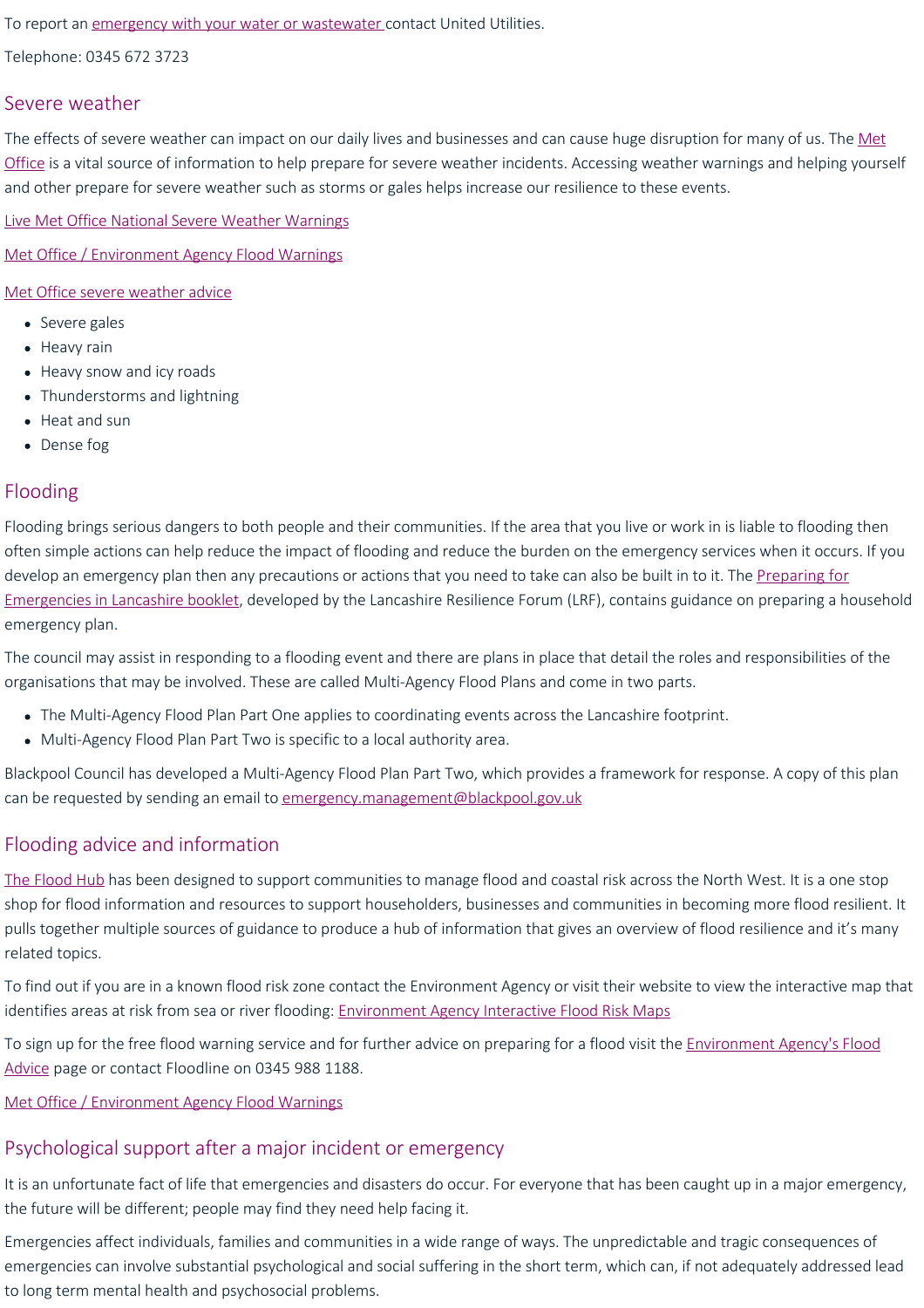To report an [emergency with your water or wastewater](#) contact United Utilities.

Telephone: 0345 672 3723

## Severe weather

The effects of severe weather can impact on our daily lives and businesses and can cause huge disruption for many of us. The [Met Office](#) is a vital source of information to help prepare for severe weather incidents. Accessing weather warnings and helping yourself and other prepare for severe weather such as storms or gales helps increase our resilience to these events.

[Live Met Office National Severe Weather Warnings](#)

[Met Office / Environment Agency Flood Warnings](#)

[Met Office severe weather advice](#)

- Severe gales
- Heavy rain
- Heavy snow and icy roads
- Thunderstorms and lightning
- Heat and sun
- Dense fog

## Flooding

Flooding brings serious dangers to both people and their communities. If the area that you live or work in is liable to flooding then often simple actions can help reduce the impact of flooding and reduce the burden on the emergency services when it occurs. If you develop an emergency plan then any precautions or actions that you need to take can also be built in to it. The [Preparing for Emergencies in Lancashire booklet](#), developed by the Lancashire Resilience Forum (LRF), contains guidance on preparing a household emergency plan.

The council may assist in responding to a flooding event and there are plans in place that detail the roles and responsibilities of the organisations that may be involved. These are called Multi-Agency Flood Plans and come in two parts.

- The Multi-Agency Flood Plan Part One applies to coordinating events across the Lancashire footprint.
- Multi-Agency Flood Plan Part Two is specific to a local authority area.

Blackpool Council has developed a Multi-Agency Flood Plan Part Two, which provides a framework for response. A copy of this plan can be requested by sending an email to [emergency.management@blackpool.gov.uk](mailto:emergency.management@blackpool.gov.uk)

## Flooding advice and information

[The Flood Hub](#) has been designed to support communities to manage flood and coastal risk across the North West. It is a one stop shop for flood information and resources to support householders, businesses and communities in becoming more flood resilient. It pulls together multiple sources of guidance to produce a hub of information that gives an overview of flood resilience and it's many related topics.

To find out if you are in a known flood risk zone contact the Environment Agency or visit their website to view the interactive map that identifies areas at risk from sea or river flooding: [Environment Agency Interactive Flood Risk Maps](#)

To sign up for the free flood warning service and for further advice on preparing for a flood visit the [Environment Agency's Flood Advice](#) page or contact Floodline on 0345 988 1188.

[Met Office / Environment Agency Flood Warnings](#)

## Psychological support after a major incident or emergency

It is an unfortunate fact of life that emergencies and disasters do occur. For everyone that has been caught up in a major emergency, the future will be different; people may find they need help facing it.

Emergencies affect individuals, families and communities in a wide range of ways. The unpredictable and tragic consequences of emergencies can involve substantial psychological and social suffering in the short term, which can, if not adequately addressed lead to long term mental health and psychosocial problems.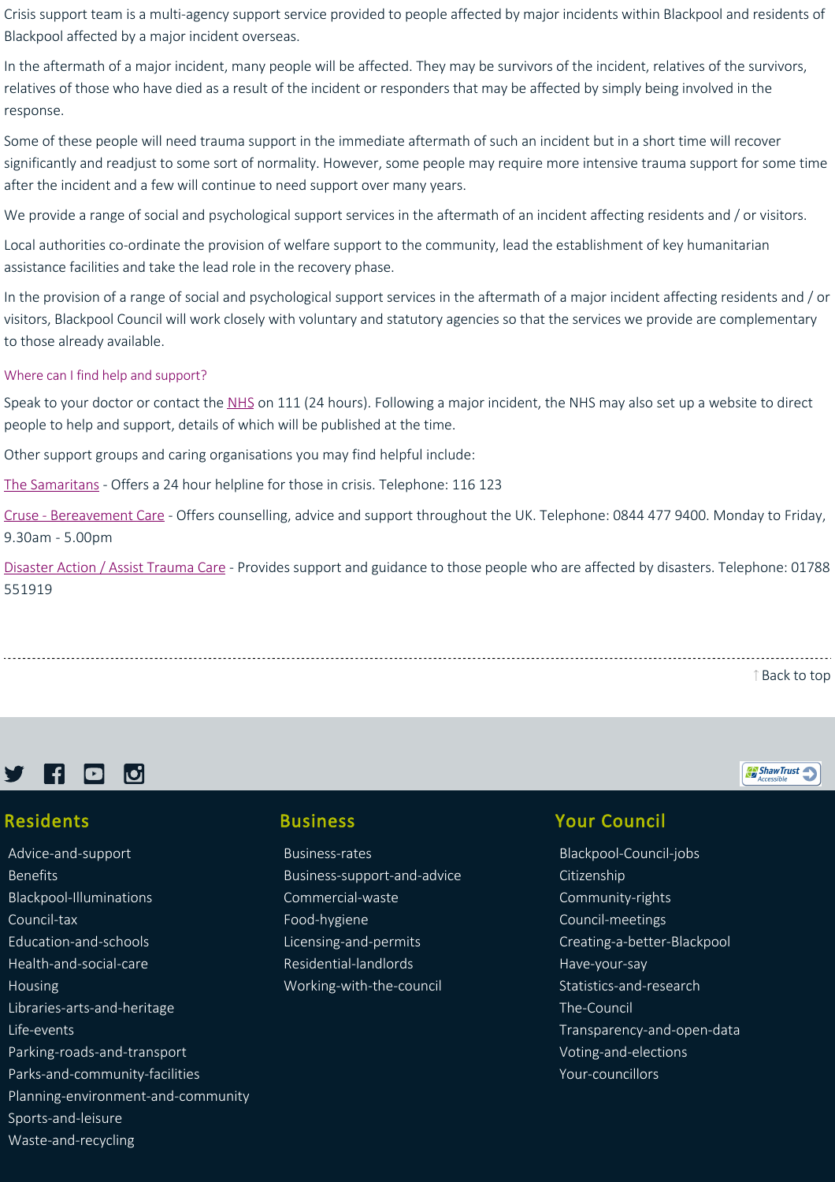Crisis support team is a multi-agency support service provided to people affected by major incidents within Blackpool and residents of Blackpool affected by a major incident overseas.

In the aftermath of a major incident, many people will be affected. They may be survivors of the incident, relatives of the survivors, relatives of those who have died as a result of the incident or responders that may be affected by simply being involved in the response.

Some of these people will need trauma support in the immediate aftermath of such an incident but in a short time will recover significantly and readjust to some sort of normality. However, some people may require more intensive trauma support for some time after the incident and a few will continue to need support over many years.

We provide a range of social and psychological support services in the aftermath of an incident affecting residents and / or visitors.

Local authorities co-ordinate the provision of welfare support to the community, lead the establishment of key humanitarian assistance facilities and take the lead role in the recovery phase.

In the provision of a range of social and psychological support services in the aftermath of a major incident affecting residents and / or visitors, Blackpool Council will work closely with voluntary and statutory agencies so that the services we provide are complementary to those already available.

### Where can I find help and support?

Speak to your doctor or contact the NHS on 111 (24 hours). Following a major incident, the NHS may also set up a website to direct people to help and support, details of which will be published at the time.

Other support groups and caring organisations you may find helpful include:

The Samaritans - Offers a 24 hour helpline for those in crisis. Telephone: 116 123

Cruse - Bereavement Care - Offers counselling, advice and support throughout the UK. Telephone: 0844 477 9400. Monday to Friday, 9.30am - 5.00pm

Disaster Action / Assist Trauma Care - Provides support and guidance to those people who are affected by disasters. Telephone: 01788 551919

↑Back to top

## Residents

- Advice-and-support
- Benefits
- Blackpool-Illuminations
- Council-tax
- Education-and-schools
- Health-and-social-care
- Housing
- Libraries-arts-and-heritage
- Life-events
- Parking-roads-and-transport
- Parks-and-community-facilities
- Planning-environment-and-community
- Sports-and-leisure
- Waste-and-recycling

## Business

- Business-rates
- Business-support-and-advice
- Commercial-waste
- Food-hygiene
- Licensing-and-permits
- Residential-landlords
- Working-with-the-council

## Your Council

- Blackpool-Council-jobs
- Citizenship
- Community-rights
- Council-meetings
- Creating-a-better-Blackpool
- Have-your-say
- Statistics-and-research
- The-Council
- Transparency-and-open-data
- Voting-and-elections
- Your-councillors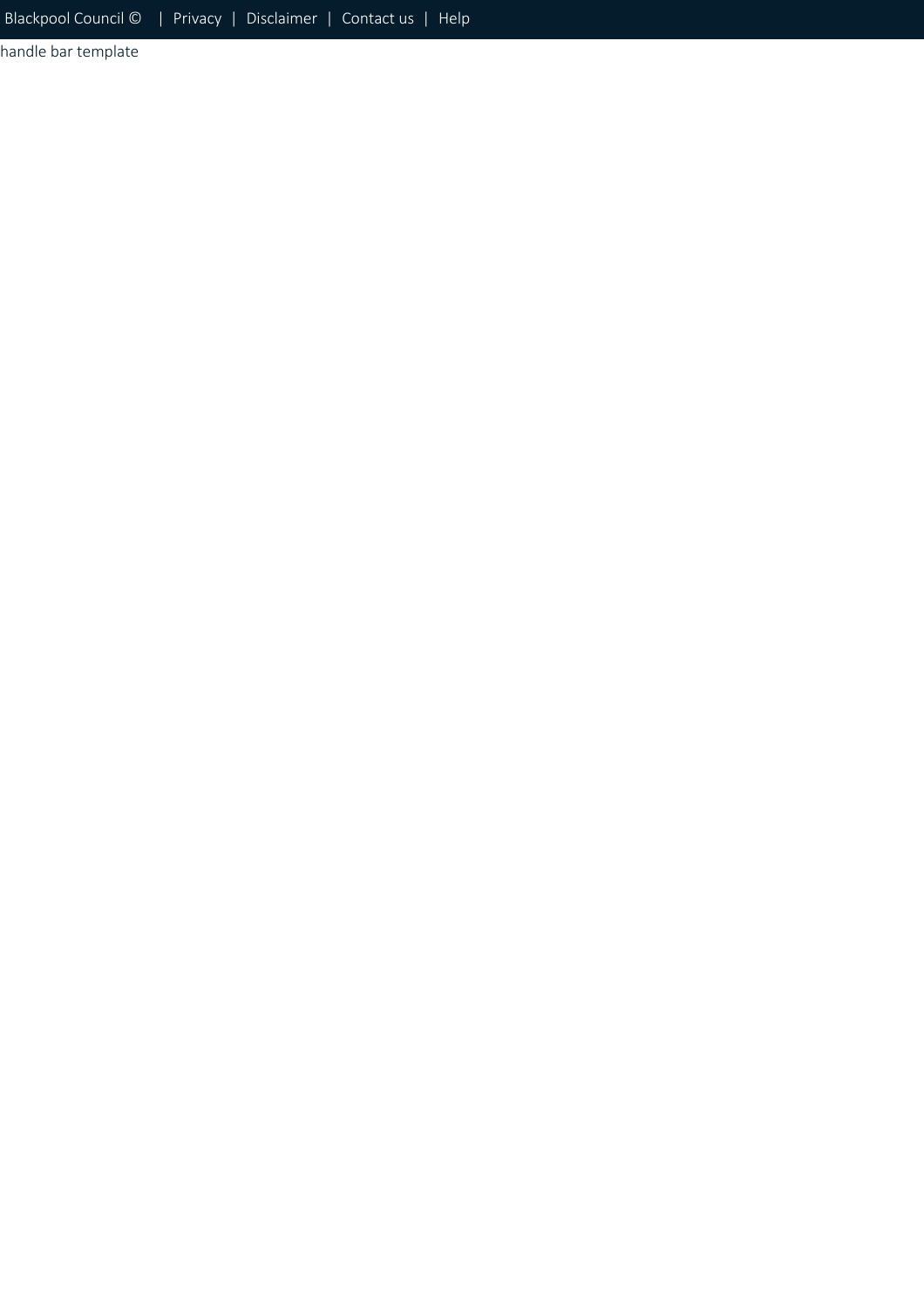Blackpool Council © | Privacy | Disclaimer | Contact us | Help

handle bar template